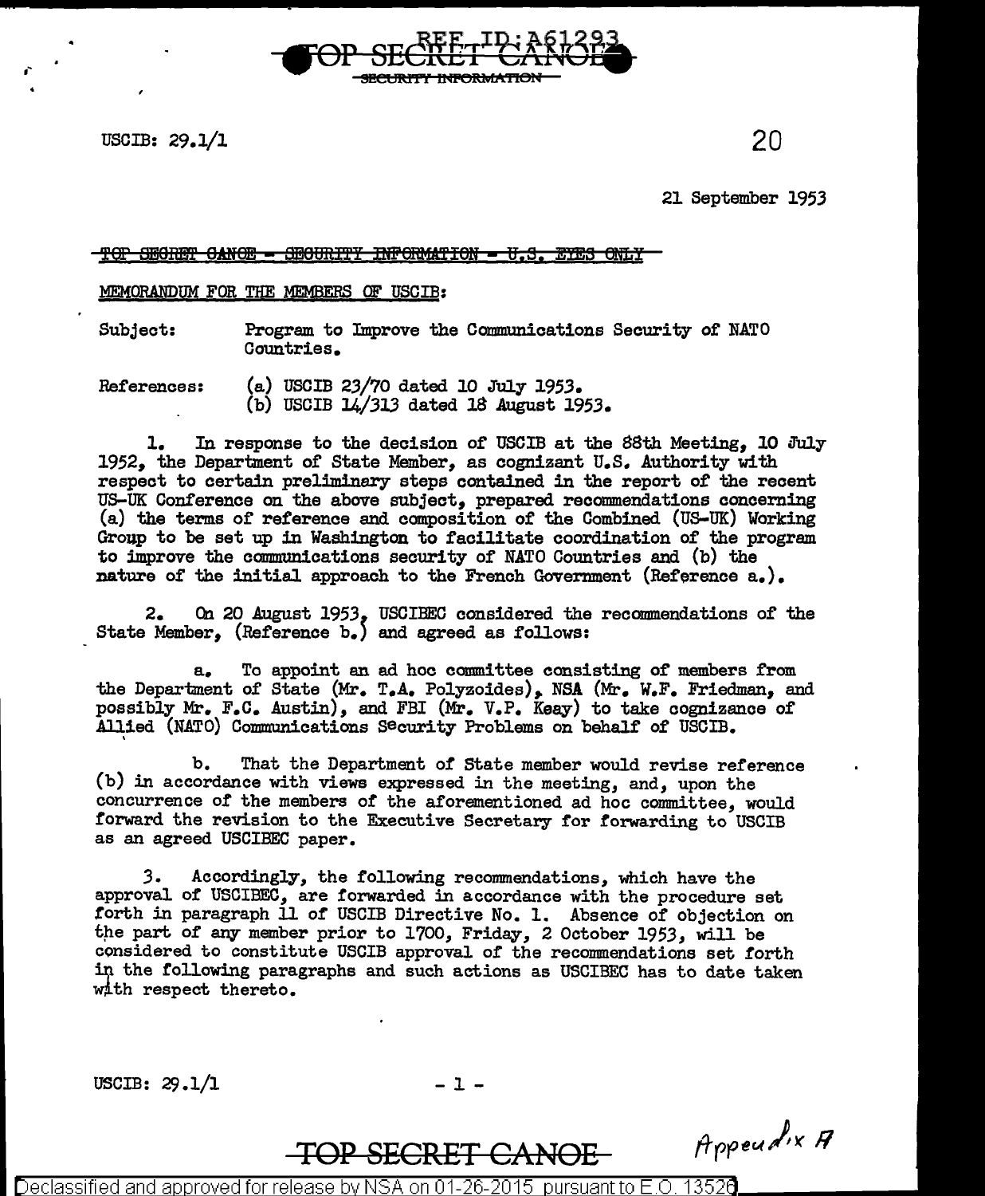REF ID:A61293

TOP SECRET CANOE

SECURITY INFORMATION

USCIB: 29.1/1

20

21 September 1953

~~TOP SECRET CANOE - SECURITY INFORMATION - U.S. EYES ONLY~~

MEMORANDUM FOR THE MEMBERS OF USCIB:

Subject: Program to Improve the Communications Security of NATO Countries.

References: (a) USCIB 23/70 dated 10 July 1953.
(b) USCIB 14/313 dated 18 August 1953.

1. In response to the decision of USCIB at the 88th Meeting, 10 July 1952, the Department of State Member, as cognizant U.S. Authority with respect to certain preliminary steps contained in the report of the recent US-UK Conference on the above subject, prepared recommendations concerning (a) the terms of reference and composition of the Combined (US-UK) Working Group to be set up in Washington to facilitate coordination of the program to improve the communications security of NATO Countries and (b) the nature of the initial approach to the French Government (Reference a.).

2. On 20 August 1953, USCIBEC considered the recommendations of the State Member, (Reference b.) and agreed as follows:

a. To appoint an ad hoc committee consisting of members from the Department of State (Mr. T.A. Polyzoides), NSA (Mr. W.F. Friedman, and possibly Mr. F.C. Austin), and FBI (Mr. V.P. Keay) to take cognizance of Allied (NATO) Communications Security Problems on behalf of USCIB.

b. That the Department of State member would revise reference (b) in accordance with views expressed in the meeting, and, upon the concurrence of the members of the aforementioned ad hoc committee, would forward the revision to the Executive Secretary for forwarding to USCIB as an agreed USCIBEC paper.

3. Accordingly, the following recommendations, which have the approval of USCIBEC, are forwarded in accordance with the procedure set forth in paragraph 11 of USCIB Directive No. 1. Absence of objection on the part of any member prior to 1700, Friday, 2 October 1953, will be considered to constitute USCIB approval of the recommendations set forth in the following paragraphs and such actions as USCIBEC has to date taken with respect thereto.

USCIB: 29.1/1

TOP SECRET CANOE

Appendix A

Declassified and approved for release by NSA on 01-26-2015 pursuant to E.O. 13526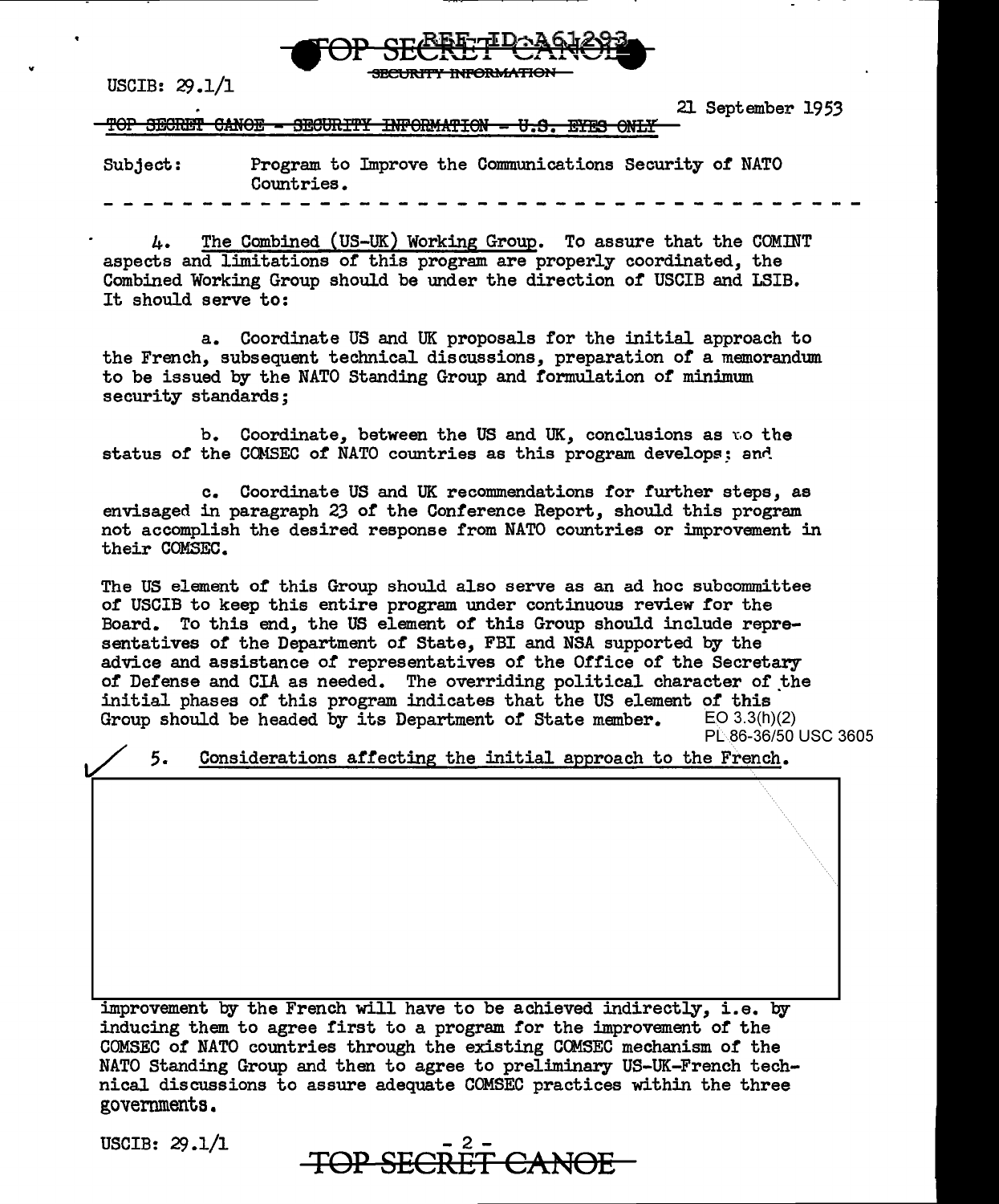TOP SECRET CANOE - SECURITY INFORMATION - U.S. EYES ONLY

Subject: Program to Improve the Communications Security of NATO Countries.

- - - - - - - - - - - - - - - - - - - - - - - - - - - - - - - - - - - - - - -

4. The Combined (US-UK) Working Group. To assure that the COMINT aspects and limitations of this program are properly coordinated, the Combined Working Group should be under the direction of USCIB and LSIB. It should serve to:

a. Coordinate US and UK proposals for the initial approach to the French, subsequent technical discussions, preparation of a memorandum to be issued by the NATO Standing Group and formulation of minimum security standards;

b. Coordinate, between the US and UK, conclusions as to the status of the COMSEC of NATO countries as this program develops; and

c. Coordinate US and UK recommendations for further steps, as envisaged in paragraph 23 of the Conference Report, should this program not accomplish the desired response from NATO countries or improvement in their COMSEC.

The US element of this Group should also serve as an ad hoc subcommittee of USCIB to keep this entire program under continuous review for the Board. To this end, the US element of this Group should include representatives of the Department of State, FBI and NSA supported by the advice and assistance of representatives of the Office of the Secretary of Defense and CIA as needed. The overriding political character of the initial phases of this program indicates that the US element of this Group should be headed by its Department of State member.

EO 3.3(h)(2)
PL 86-36/50 USC 3605

5. Considerations affecting the initial approach to the French.

[REDACTED]

improvement by the French will have to be achieved indirectly, i.e. by inducing them to agree first to a program for the improvement of the COMSEC of NATO countries through the existing COMSEC mechanism of the NATO Standing Group and then to agree to preliminary US-UK-French technical discussions to assure adequate COMSEC practices within the three governments.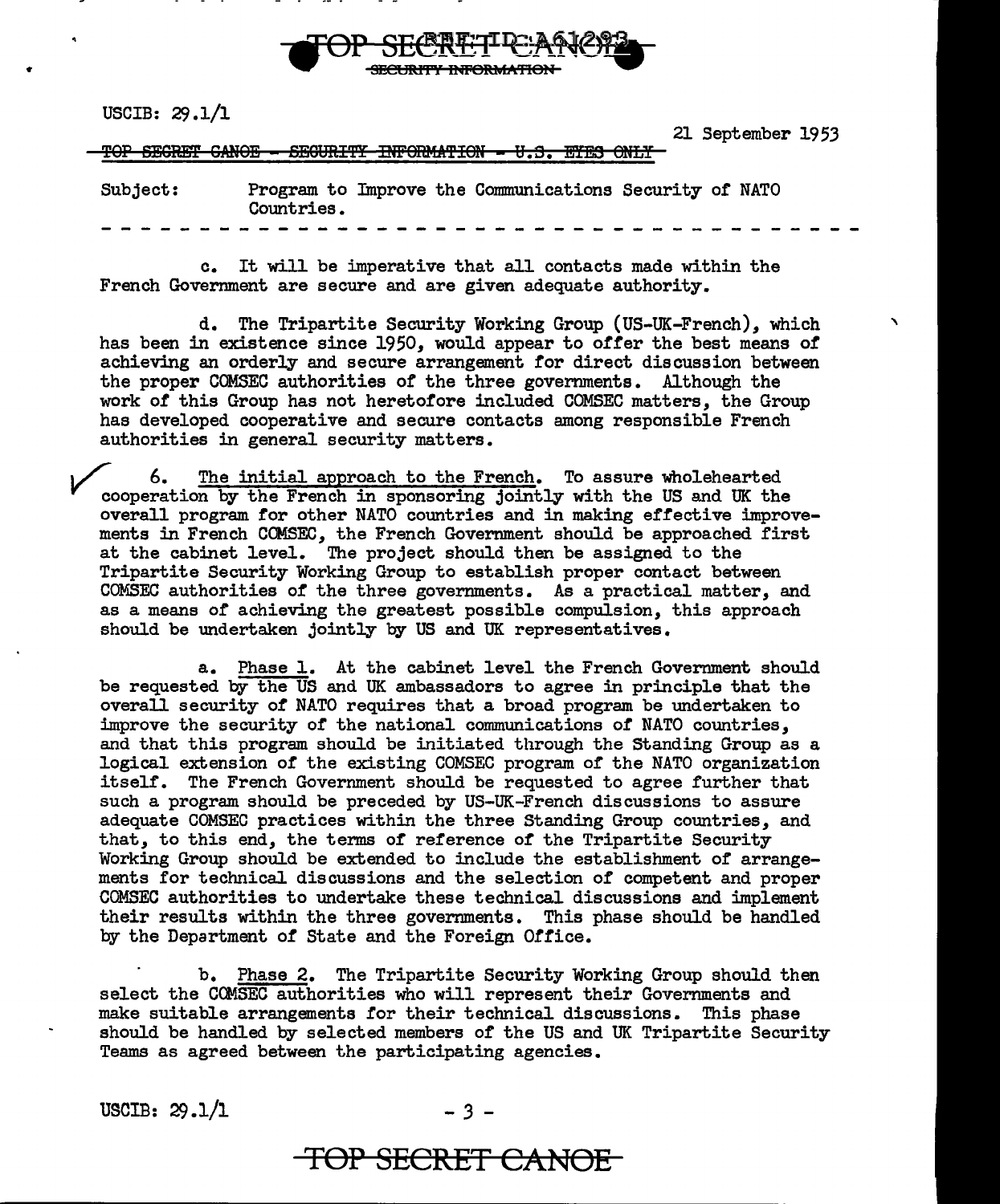USCIB: 29.1/1

21 September 1953

~~TOP SECRET CANOE - SECURITY INFORMATION - U.S. EYES ONLY~~

Subject: Program to Improve the Communications Security of NATO Countries.

- - - - - - - - - - - - - - - - - - - - - - - - - - - - - - - - - - - - - - - -

c. It will be imperative that all contacts made within the French Government are secure and are given adequate authority.

d. The Tripartite Security Working Group (US-UK-French), which has been in existence since 1950, would appear to offer the best means of achieving an orderly and secure arrangement for direct discussion between the proper COMSEC authorities of the three governments. Although the work of this Group has not heretofore included COMSEC matters, the Group has developed cooperative and secure contacts among responsible French authorities in general security matters.

6. The initial approach to the French. To assure wholehearted cooperation by the French in sponsoring jointly with the US and UK the overall program for other NATO countries and in making effective improvements in French COMSEC, the French Government should be approached first at the cabinet level. The project should then be assigned to the Tripartite Security Working Group to establish proper contact between COMSEC authorities of the three governments. As a practical matter, and as a means of achieving the greatest possible compulsion, this approach should be undertaken jointly by US and UK representatives.

a. Phase 1. At the cabinet level the French Government should be requested by the US and UK ambassadors to agree in principle that the overall security of NATO requires that a broad program be undertaken to improve the security of the national communications of NATO countries, and that this program should be initiated through the Standing Group as a logical extension of the existing COMSEC program of the NATO organization itself. The French Government should be requested to agree further that such a program should be preceded by US-UK-French discussions to assure adequate COMSEC practices within the three Standing Group countries, and that, to this end, the terms of reference of the Tripartite Security Working Group should be extended to include the establishment of arrangements for technical discussions and the selection of competent and proper COMSEC authorities to undertake these technical discussions and implement their results within the three governments. This phase should be handled by the Department of State and the Foreign Office.

b. Phase 2. The Tripartite Security Working Group should then select the COMSEC authorities who will represent their Governments and make suitable arrangements for their technical discussions. This phase should be handled by selected members of the US and UK Tripartite Security Teams as agreed between the participating agencies.

USCIB: 29.1/1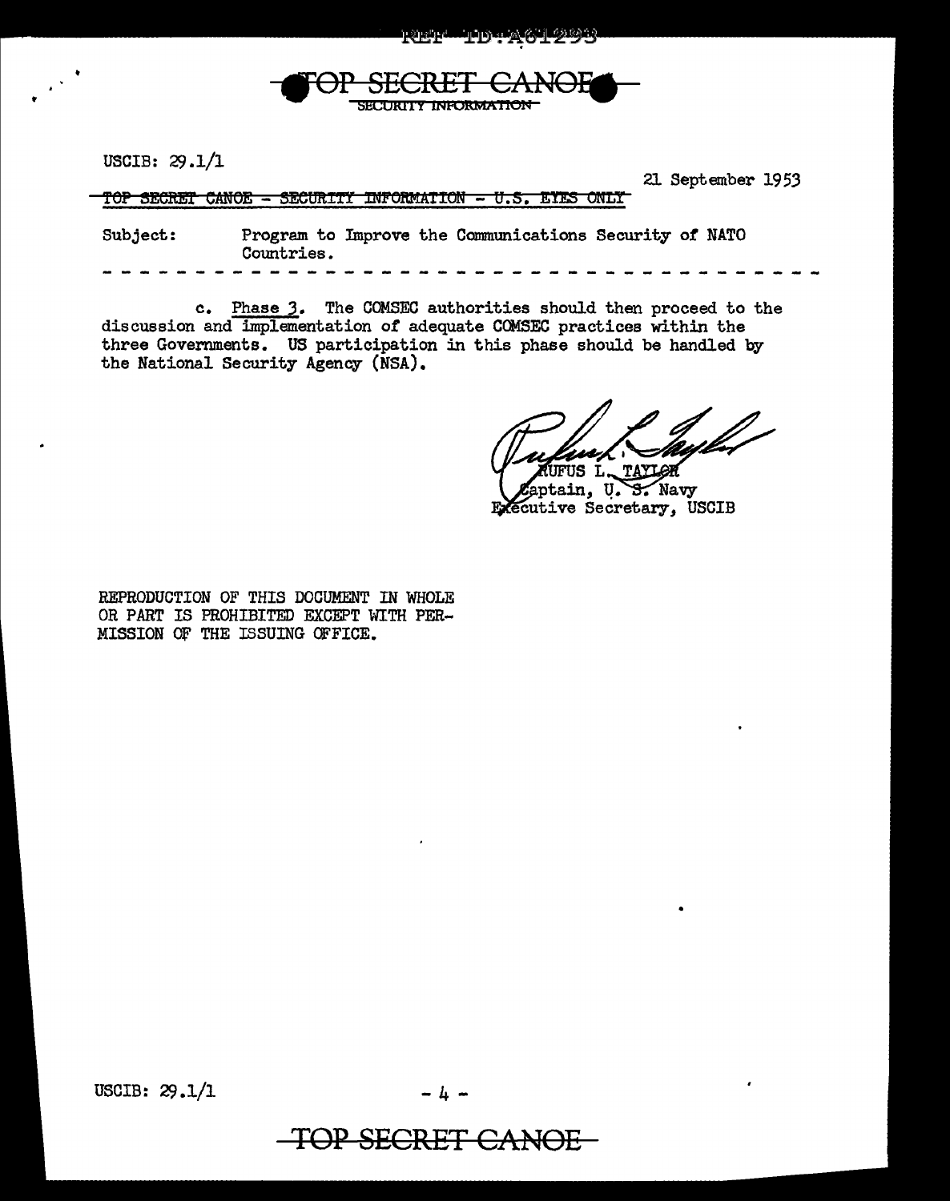TOP SECRET CANOE
SECURITY INFORMATION

USCIB: 29.1/1

21 September 1953

TOP SECRET CANOE - SECURITY INFORMATION - U.S. EYES ONLY

Subject: Program to Improve the Communications Security of NATO Countries.

- - - - - - - - - - - - - - - - - - - - - - - - - - - - - - - - - - - - - -

c. Phase 3. The COMSEC authorities should then proceed to the discussion and implementation of adequate COMSEC practices within the three Governments. US participation in this phase should be handled by the National Security Agency (NSA).

RUFUS L. TAYLOR
Captain, U. S. Navy
Executive Secretary, USCIB

REPRODUCTION OF THIS DOCUMENT IN WHOLE OR PART IS PROHIBITED EXCEPT WITH PERMISSION OF THE ISSUING OFFICE.

TOP SECRET CANOE